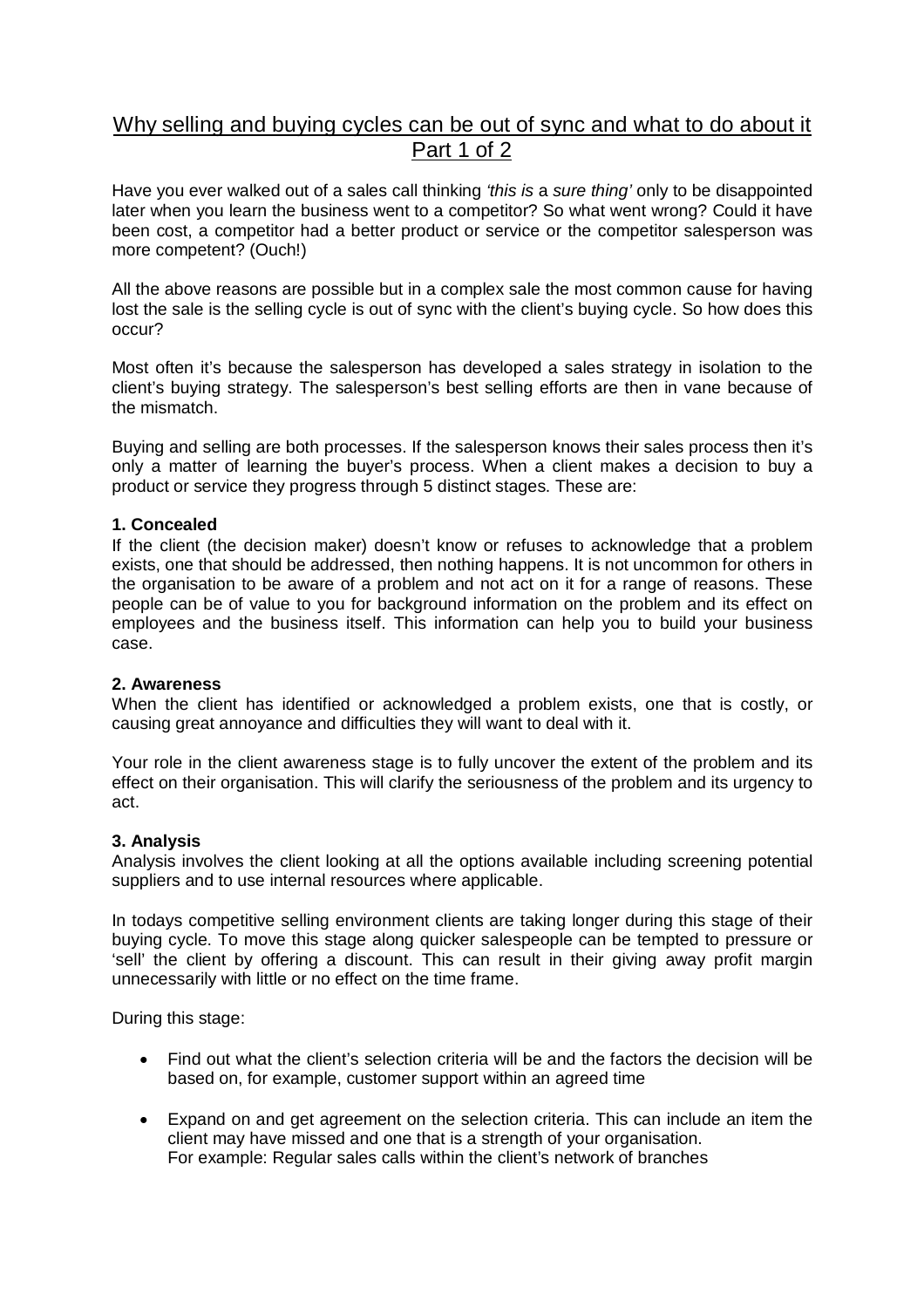# Why selling and buying cycles can be out of sync and what to do about it Part 1 of 2

Have you ever walked out of a sales call thinking *'this is* a *sure thing'* only to be disappointed later when you learn the business went to a competitor? So what went wrong? Could it have been cost, a competitor had a better product or service or the competitor salesperson was more competent? (Ouch!)

All the above reasons are possible but in a complex sale the most common cause for having lost the sale is the selling cycle is out of sync with the client's buying cycle. So how does this occur?

Most often it's because the salesperson has developed a sales strategy in isolation to the client's buying strategy. The salesperson's best selling efforts are then in vane because of the mismatch.

Buying and selling are both processes. If the salesperson knows their sales process then it's only a matter of learning the buyer's process. When a client makes a decision to buy a product or service they progress through 5 distinct stages. These are:

**1. Concealed**
If the client (the decision maker) doesn't know or refuses to acknowledge that a problem exists, one that should be addressed, then nothing happens. It is not uncommon for others in the organisation to be aware of a problem and not act on it for a range of reasons. These people can be of value to you for background information on the problem and its effect on employees and the business itself. This information can help you to build your business case.

**2. Awareness**
When the client has identified or acknowledged a problem exists, one that is costly, or causing great annoyance and difficulties they will want to deal with it.

Your role in the client awareness stage is to fully uncover the extent of the problem and its effect on their organisation. This will clarify the seriousness of the problem and its urgency to act.

**3. Analysis**
Analysis involves the client looking at all the options available including screening potential suppliers and to use internal resources where applicable.

In todays competitive selling environment clients are taking longer during this stage of their buying cycle. To move this stage along quicker salespeople can be tempted to pressure or 'sell' the client by offering a discount. This can result in their giving away profit margin unnecessarily with little or no effect on the time frame.

During this stage:

- Find out what the client's selection criteria will be and the factors the decision will be based on, for example, customer support within an agreed time
- Expand on and get agreement on the selection criteria. This can include an item the client may have missed and one that is a strength of your organisation.
  For example: Regular sales calls within the client's network of branches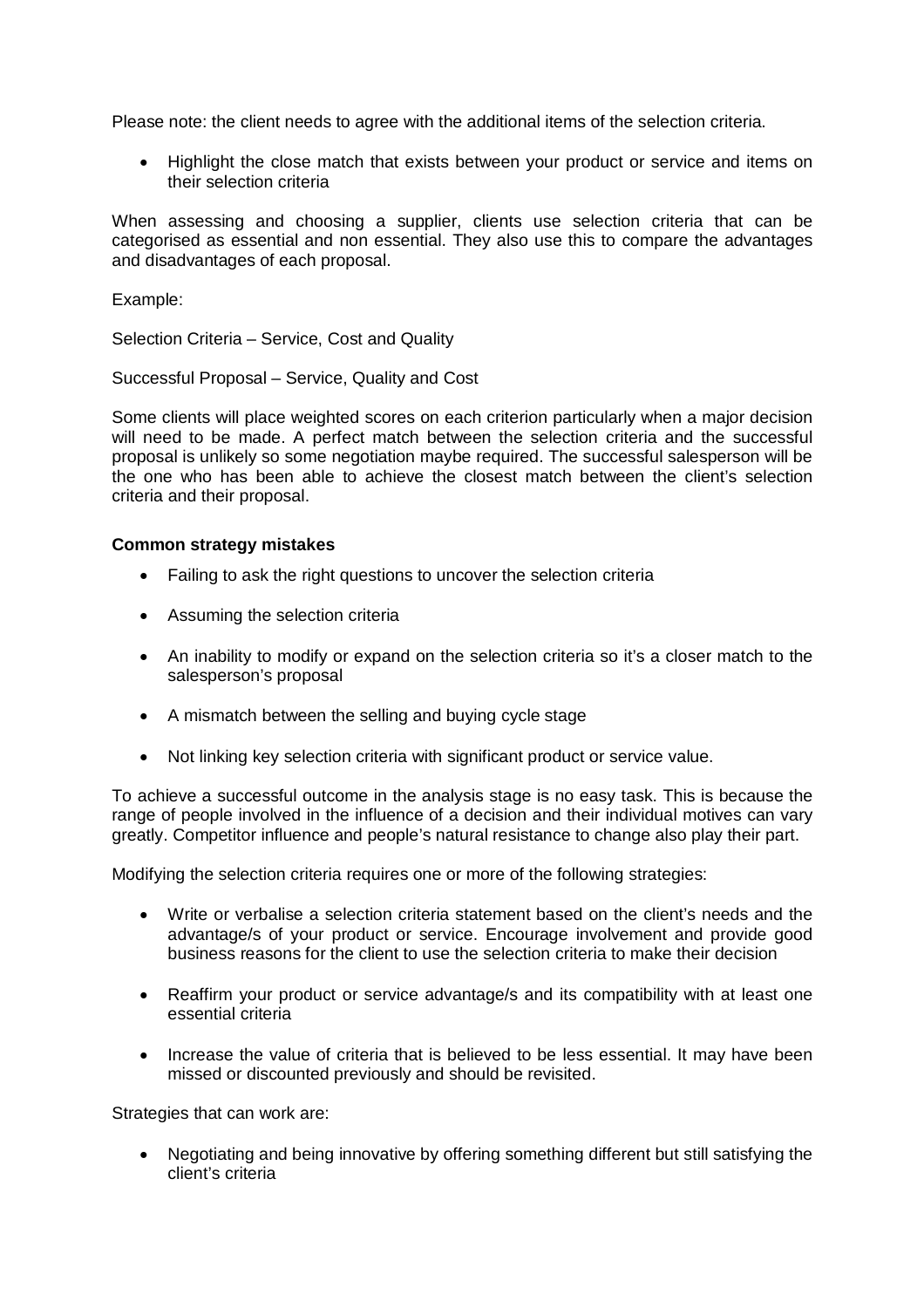Please note: the client needs to agree with the additional items of the selection criteria.

- Highlight the close match that exists between your product or service and items on their selection criteria

When assessing and choosing a supplier, clients use selection criteria that can be categorised as essential and non essential. They also use this to compare the advantages and disadvantages of each proposal.

Example:

Selection Criteria – Service, Cost and Quality

Successful Proposal – Service, Quality and Cost

Some clients will place weighted scores on each criterion particularly when a major decision will need to be made. A perfect match between the selection criteria and the successful proposal is unlikely so some negotiation maybe required. The successful salesperson will be the one who has been able to achieve the closest match between the client's selection criteria and their proposal.

**Common strategy mistakes**

- Failing to ask the right questions to uncover the selection criteria
- Assuming the selection criteria
- An inability to modify or expand on the selection criteria so it's a closer match to the salesperson's proposal
- A mismatch between the selling and buying cycle stage
- Not linking key selection criteria with significant product or service value.

To achieve a successful outcome in the analysis stage is no easy task. This is because the range of people involved in the influence of a decision and their individual motives can vary greatly. Competitor influence and people's natural resistance to change also play their part.

Modifying the selection criteria requires one or more of the following strategies:

- Write or verbalise a selection criteria statement based on the client's needs and the advantage/s of your product or service. Encourage involvement and provide good business reasons for the client to use the selection criteria to make their decision
- Reaffirm your product or service advantage/s and its compatibility with at least one essential criteria
- Increase the value of criteria that is believed to be less essential. It may have been missed or discounted previously and should be revisited.

Strategies that can work are:

- Negotiating and being innovative by offering something different but still satisfying the client's criteria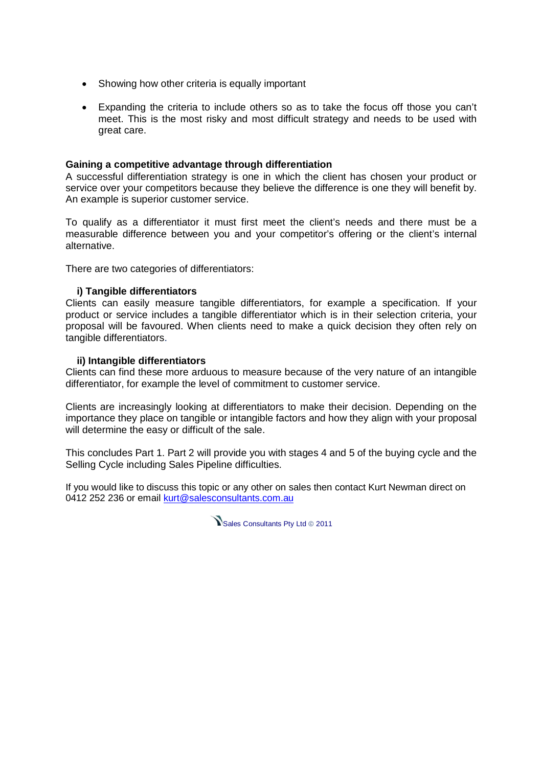- Showing how other criteria is equally important
- Expanding the criteria to include others so as to take the focus off those you can't meet. This is the most risky and most difficult strategy and needs to be used with great care.

**Gaining a competitive advantage through differentiation**

A successful differentiation strategy is one in which the client has chosen your product or service over your competitors because they believe the difference is one they will benefit by. An example is superior customer service.

To qualify as a differentiator it must first meet the client's needs and there must be a measurable difference between you and your competitor's offering or the client's internal alternative.

There are two categories of differentiators:

**i) Tangible differentiators**

Clients can easily measure tangible differentiators, for example a specification. If your product or service includes a tangible differentiator which is in their selection criteria, your proposal will be favoured. When clients need to make a quick decision they often rely on tangible differentiators.

**ii) Intangible differentiators**

Clients can find these more arduous to measure because of the very nature of an intangible differentiator, for example the level of commitment to customer service.

Clients are increasingly looking at differentiators to make their decision. Depending on the importance they place on tangible or intangible factors and how they align with your proposal will determine the easy or difficult of the sale.

This concludes Part 1. Part 2 will provide you with stages 4 and 5 of the buying cycle and the Selling Cycle including Sales Pipeline difficulties.

If you would like to discuss this topic or any other on sales then contact Kurt Newman direct on 0412 252 236 or email kurt@salesconsultants.com.au

Sales Consultants Pty Ltd © 2011